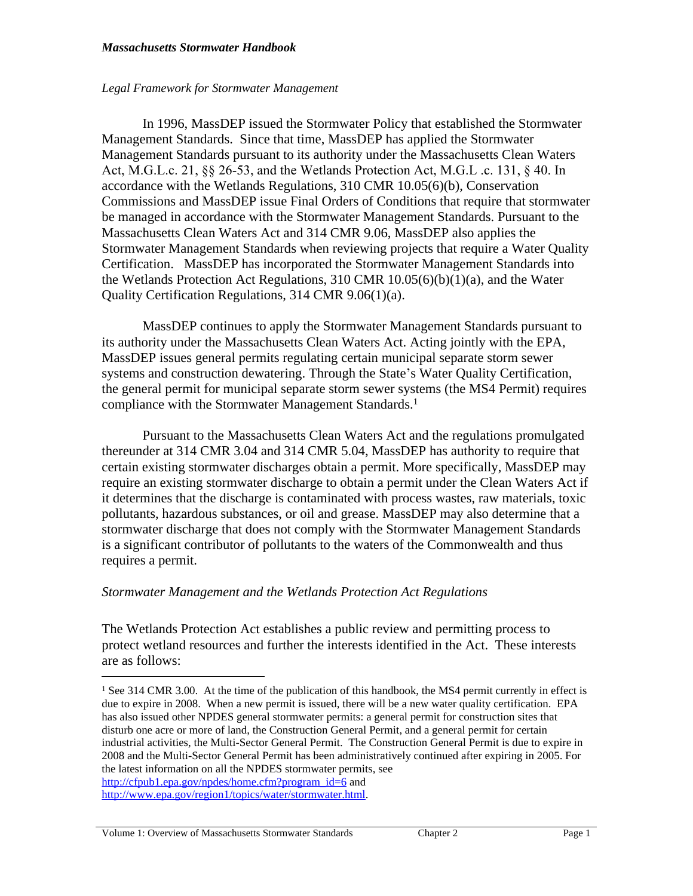*Legal Framework for Stormwater Management*

In 1996, MassDEP issued the Stormwater Policy that established the Stormwater Management Standards. Since that time, MassDEP has applied the Stormwater Management Standards pursuant to its authority under the Massachusetts Clean Waters Act, M.G.L.c. 21, §§ 26-53, and the Wetlands Protection Act, M.G.L .c. 131, § 40. In accordance with the Wetlands Regulations, 310 CMR 10.05(6)(b), Conservation Commissions and MassDEP issue Final Orders of Conditions that require that stormwater be managed in accordance with the Stormwater Management Standards. Pursuant to the Massachusetts Clean Waters Act and 314 CMR 9.06, MassDEP also applies the Stormwater Management Standards when reviewing projects that require a Water Quality Certification. MassDEP has incorporated the Stormwater Management Standards into the Wetlands Protection Act Regulations, 310 CMR 10.05(6)(b)(1)(a), and the Water Quality Certification Regulations, 314 CMR 9.06(1)(a).

MassDEP continues to apply the Stormwater Management Standards pursuant to its authority under the Massachusetts Clean Waters Act. Acting jointly with the EPA, MassDEP issues general permits regulating certain municipal separate storm sewer systems and construction dewatering. Through the State's Water Quality Certification, the general permit for municipal separate storm sewer systems (the MS4 Permit) requires compliance with the Stormwater Management Standards.[1]

Pursuant to the Massachusetts Clean Waters Act and the regulations promulgated thereunder at 314 CMR 3.04 and 314 CMR 5.04, MassDEP has authority to require that certain existing stormwater discharges obtain a permit. More specifically, MassDEP may require an existing stormwater discharge to obtain a permit under the Clean Waters Act if it determines that the discharge is contaminated with process wastes, raw materials, toxic pollutants, hazardous substances, or oil and grease. MassDEP may also determine that a stormwater discharge that does not comply with the Stormwater Management Standards is a significant contributor of pollutants to the waters of the Commonwealth and thus requires a permit.

*Stormwater Management and the Wetlands Protection Act Regulations*

The Wetlands Protection Act establishes a public review and permitting process to protect wetland resources and further the interests identified in the Act. These interests are as follows:

---

[1] See 314 CMR 3.00. At the time of the publication of this handbook, the MS4 permit currently in effect is due to expire in 2008. When a new permit is issued, there will be a new water quality certification. EPA has also issued other NPDES general stormwater permits: a general permit for construction sites that disturb one acre or more of land, the Construction General Permit, and a general permit for certain industrial activities, the Multi-Sector General Permit. The Construction General Permit is due to expire in 2008 and the Multi-Sector General Permit has been administratively continued after expiring in 2005. For the latest information on all the NPDES stormwater permits, see http://cfpub1.epa.gov/npdes/home.cfm?program_id=6 and http://www.epa.gov/region1/topics/water/stormwater.html.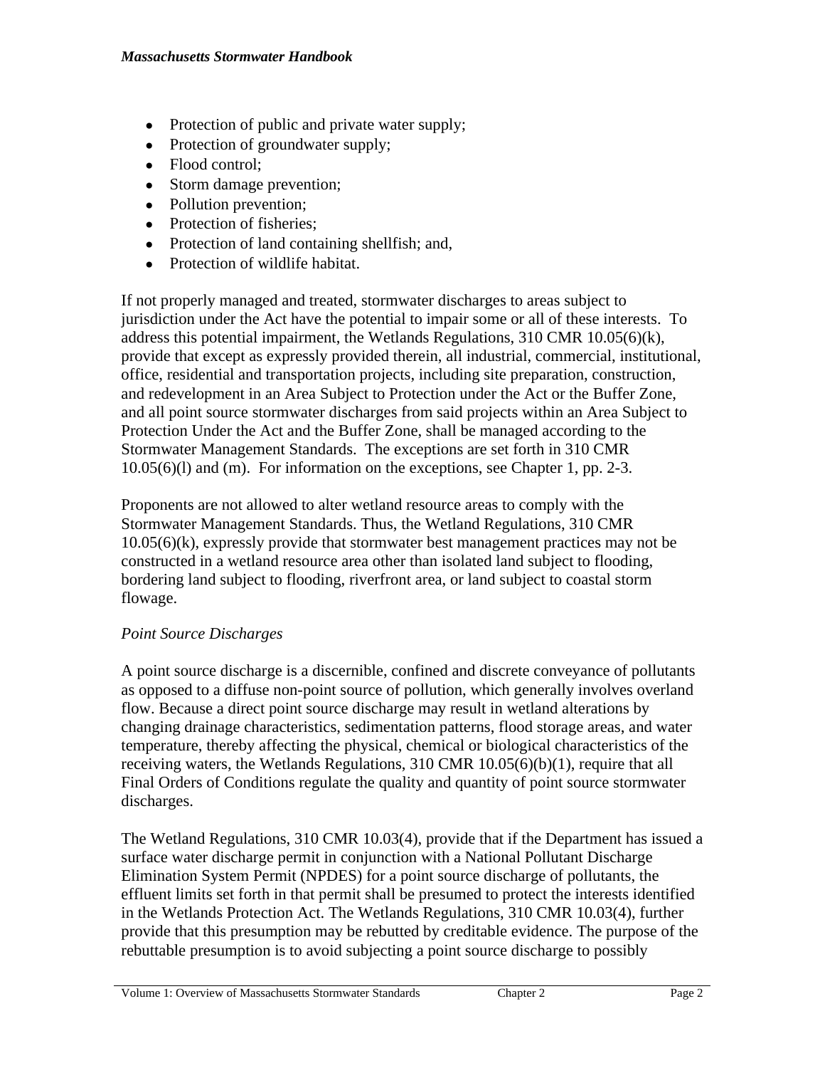- Protection of public and private water supply;
- Protection of groundwater supply;
- Flood control;
- Storm damage prevention;
- Pollution prevention;
- Protection of fisheries;
- Protection of land containing shellfish; and,
- Protection of wildlife habitat.

If not properly managed and treated, stormwater discharges to areas subject to jurisdiction under the Act have the potential to impair some or all of these interests. To address this potential impairment, the Wetlands Regulations, 310 CMR 10.05(6)(k), provide that except as expressly provided therein, all industrial, commercial, institutional, office, residential and transportation projects, including site preparation, construction, and redevelopment in an Area Subject to Protection under the Act or the Buffer Zone, and all point source stormwater discharges from said projects within an Area Subject to Protection Under the Act and the Buffer Zone, shall be managed according to the Stormwater Management Standards. The exceptions are set forth in 310 CMR 10.05(6)(l) and (m). For information on the exceptions, see Chapter 1, pp. 2-3.

Proponents are not allowed to alter wetland resource areas to comply with the Stormwater Management Standards. Thus, the Wetland Regulations, 310 CMR 10.05(6)(k), expressly provide that stormwater best management practices may not be constructed in a wetland resource area other than isolated land subject to flooding, bordering land subject to flooding, riverfront area, or land subject to coastal storm flowage.

*Point Source Discharges*

A point source discharge is a discernible, confined and discrete conveyance of pollutants as opposed to a diffuse non-point source of pollution, which generally involves overland flow. Because a direct point source discharge may result in wetland alterations by changing drainage characteristics, sedimentation patterns, flood storage areas, and water temperature, thereby affecting the physical, chemical or biological characteristics of the receiving waters, the Wetlands Regulations, 310 CMR 10.05(6)(b)(1), require that all Final Orders of Conditions regulate the quality and quantity of point source stormwater discharges.

The Wetland Regulations, 310 CMR 10.03(4), provide that if the Department has issued a surface water discharge permit in conjunction with a National Pollutant Discharge Elimination System Permit (NPDES) for a point source discharge of pollutants, the effluent limits set forth in that permit shall be presumed to protect the interests identified in the Wetlands Protection Act. The Wetlands Regulations, 310 CMR 10.03(4), further provide that this presumption may be rebutted by creditable evidence. The purpose of the rebuttable presumption is to avoid subjecting a point source discharge to possibly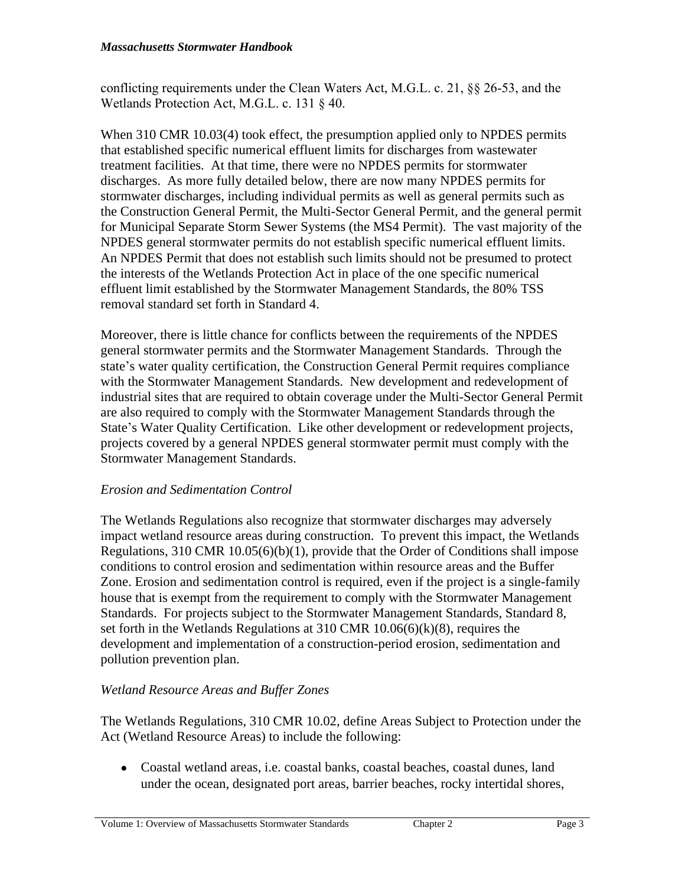conflicting requirements under the Clean Waters Act, M.G.L. c. 21, §§ 26-53, and the Wetlands Protection Act, M.G.L. c. 131 § 40.

When 310 CMR 10.03(4) took effect, the presumption applied only to NPDES permits that established specific numerical effluent limits for discharges from wastewater treatment facilities. At that time, there were no NPDES permits for stormwater discharges. As more fully detailed below, there are now many NPDES permits for stormwater discharges, including individual permits as well as general permits such as the Construction General Permit, the Multi-Sector General Permit, and the general permit for Municipal Separate Storm Sewer Systems (the MS4 Permit). The vast majority of the NPDES general stormwater permits do not establish specific numerical effluent limits. An NPDES Permit that does not establish such limits should not be presumed to protect the interests of the Wetlands Protection Act in place of the one specific numerical effluent limit established by the Stormwater Management Standards, the 80% TSS removal standard set forth in Standard 4.

Moreover, there is little chance for conflicts between the requirements of the NPDES general stormwater permits and the Stormwater Management Standards. Through the state's water quality certification, the Construction General Permit requires compliance with the Stormwater Management Standards. New development and redevelopment of industrial sites that are required to obtain coverage under the Multi-Sector General Permit are also required to comply with the Stormwater Management Standards through the State's Water Quality Certification. Like other development or redevelopment projects, projects covered by a general NPDES general stormwater permit must comply with the Stormwater Management Standards.

*Erosion and Sedimentation Control*

The Wetlands Regulations also recognize that stormwater discharges may adversely impact wetland resource areas during construction. To prevent this impact, the Wetlands Regulations, 310 CMR 10.05(6)(b)(1), provide that the Order of Conditions shall impose conditions to control erosion and sedimentation within resource areas and the Buffer Zone. Erosion and sedimentation control is required, even if the project is a single-family house that is exempt from the requirement to comply with the Stormwater Management Standards. For projects subject to the Stormwater Management Standards, Standard 8, set forth in the Wetlands Regulations at 310 CMR 10.06(6)(k)(8), requires the development and implementation of a construction-period erosion, sedimentation and pollution prevention plan.

*Wetland Resource Areas and Buffer Zones*

The Wetlands Regulations, 310 CMR 10.02, define Areas Subject to Protection under the Act (Wetland Resource Areas) to include the following:

- Coastal wetland areas, i.e. coastal banks, coastal beaches, coastal dunes, land under the ocean, designated port areas, barrier beaches, rocky intertidal shores,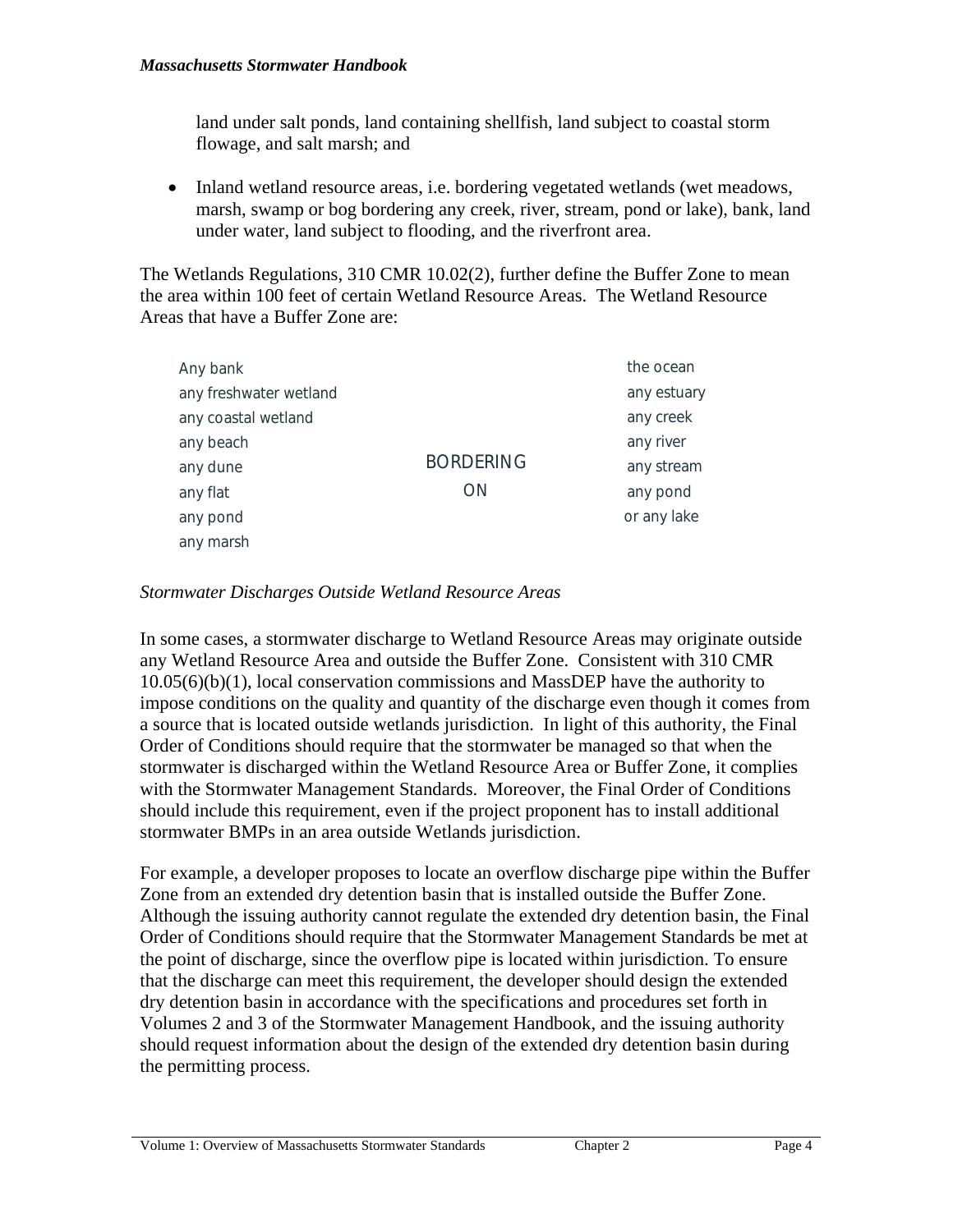land under salt ponds, land containing shellfish, land subject to coastal storm flowage, and salt marsh; and

- Inland wetland resource areas, i.e. bordering vegetated wetlands (wet meadows, marsh, swamp or bog bordering any creek, river, stream, pond or lake), bank, land under water, land subject to flooding, and the riverfront area.

The Wetlands Regulations, 310 CMR 10.02(2), further define the Buffer Zone to mean the area within 100 feet of certain Wetland Resource Areas. The Wetland Resource Areas that have a Buffer Zone are:

| | | |
|---|---|---|
| Any bank | | the ocean |
| any freshwater wetland | | any estuary |
| any coastal wetland | | any creek |
| any beach | | any river |
| any dune | BORDERING ON | any stream |
| any flat | | any pond |
| any pond | | or any lake |
| any marsh | | |

*Stormwater Discharges Outside Wetland Resource Areas*

In some cases, a stormwater discharge to Wetland Resource Areas may originate outside any Wetland Resource Area and outside the Buffer Zone. Consistent with 310 CMR 10.05(6)(b)(1), local conservation commissions and MassDEP have the authority to impose conditions on the quality and quantity of the discharge even though it comes from a source that is located outside wetlands jurisdiction. In light of this authority, the Final Order of Conditions should require that the stormwater be managed so that when the stormwater is discharged within the Wetland Resource Area or Buffer Zone, it complies with the Stormwater Management Standards. Moreover, the Final Order of Conditions should include this requirement, even if the project proponent has to install additional stormwater BMPs in an area outside Wetlands jurisdiction.

For example, a developer proposes to locate an overflow discharge pipe within the Buffer Zone from an extended dry detention basin that is installed outside the Buffer Zone. Although the issuing authority cannot regulate the extended dry detention basin, the Final Order of Conditions should require that the Stormwater Management Standards be met at the point of discharge, since the overflow pipe is located within jurisdiction. To ensure that the discharge can meet this requirement, the developer should design the extended dry detention basin in accordance with the specifications and procedures set forth in Volumes 2 and 3 of the Stormwater Management Handbook, and the issuing authority should request information about the design of the extended dry detention basin during the permitting process.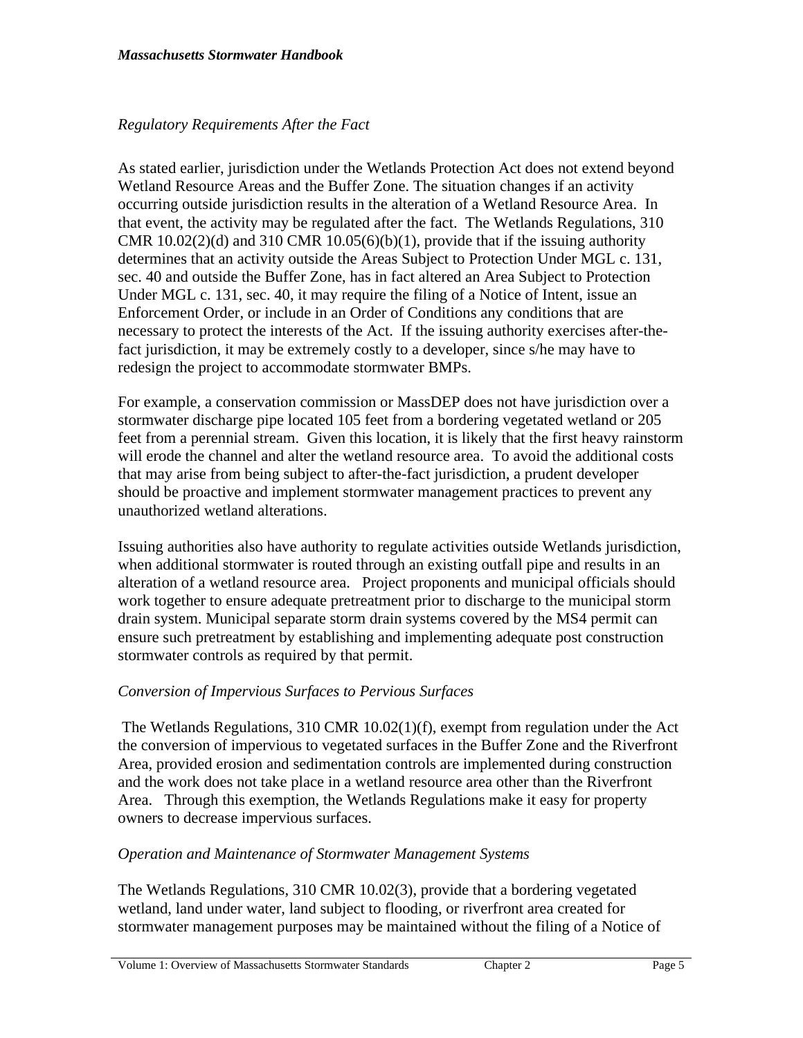*Regulatory Requirements After the Fact*

As stated earlier, jurisdiction under the Wetlands Protection Act does not extend beyond Wetland Resource Areas and the Buffer Zone. The situation changes if an activity occurring outside jurisdiction results in the alteration of a Wetland Resource Area. In that event, the activity may be regulated after the fact. The Wetlands Regulations, 310 CMR 10.02(2)(d) and 310 CMR 10.05(6)(b)(1), provide that if the issuing authority determines that an activity outside the Areas Subject to Protection Under MGL c. 131, sec. 40 and outside the Buffer Zone, has in fact altered an Area Subject to Protection Under MGL c. 131, sec. 40, it may require the filing of a Notice of Intent, issue an Enforcement Order, or include in an Order of Conditions any conditions that are necessary to protect the interests of the Act. If the issuing authority exercises after-the-fact jurisdiction, it may be extremely costly to a developer, since s/he may have to redesign the project to accommodate stormwater BMPs.

For example, a conservation commission or MassDEP does not have jurisdiction over a stormwater discharge pipe located 105 feet from a bordering vegetated wetland or 205 feet from a perennial stream. Given this location, it is likely that the first heavy rainstorm will erode the channel and alter the wetland resource area. To avoid the additional costs that may arise from being subject to after-the-fact jurisdiction, a prudent developer should be proactive and implement stormwater management practices to prevent any unauthorized wetland alterations.

Issuing authorities also have authority to regulate activities outside Wetlands jurisdiction, when additional stormwater is routed through an existing outfall pipe and results in an alteration of a wetland resource area. Project proponents and municipal officials should work together to ensure adequate pretreatment prior to discharge to the municipal storm drain system. Municipal separate storm drain systems covered by the MS4 permit can ensure such pretreatment by establishing and implementing adequate post construction stormwater controls as required by that permit.

*Conversion of Impervious Surfaces to Pervious Surfaces*

The Wetlands Regulations, 310 CMR 10.02(1)(f), exempt from regulation under the Act the conversion of impervious to vegetated surfaces in the Buffer Zone and the Riverfront Area, provided erosion and sedimentation controls are implemented during construction and the work does not take place in a wetland resource area other than the Riverfront Area. Through this exemption, the Wetlands Regulations make it easy for property owners to decrease impervious surfaces.

*Operation and Maintenance of Stormwater Management Systems*

The Wetlands Regulations, 310 CMR 10.02(3), provide that a bordering vegetated wetland, land under water, land subject to flooding, or riverfront area created for stormwater management purposes may be maintained without the filing of a Notice of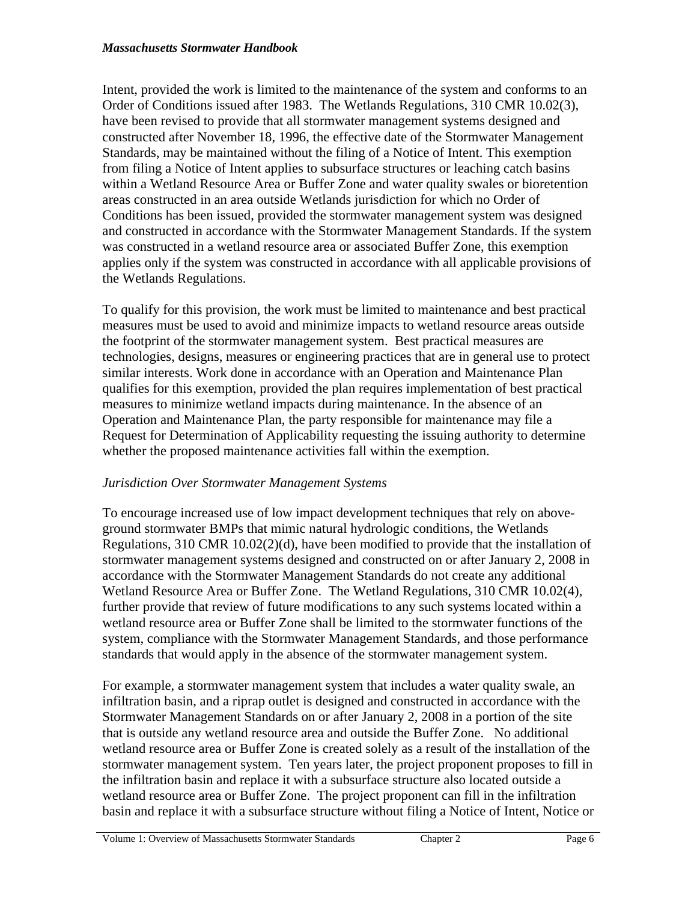Intent, provided the work is limited to the maintenance of the system and conforms to an Order of Conditions issued after 1983. The Wetlands Regulations, 310 CMR 10.02(3), have been revised to provide that all stormwater management systems designed and constructed after November 18, 1996, the effective date of the Stormwater Management Standards, may be maintained without the filing of a Notice of Intent. This exemption from filing a Notice of Intent applies to subsurface structures or leaching catch basins within a Wetland Resource Area or Buffer Zone and water quality swales or bioretention areas constructed in an area outside Wetlands jurisdiction for which no Order of Conditions has been issued, provided the stormwater management system was designed and constructed in accordance with the Stormwater Management Standards. If the system was constructed in a wetland resource area or associated Buffer Zone, this exemption applies only if the system was constructed in accordance with all applicable provisions of the Wetlands Regulations.

To qualify for this provision, the work must be limited to maintenance and best practical measures must be used to avoid and minimize impacts to wetland resource areas outside the footprint of the stormwater management system. Best practical measures are technologies, designs, measures or engineering practices that are in general use to protect similar interests. Work done in accordance with an Operation and Maintenance Plan qualifies for this exemption, provided the plan requires implementation of best practical measures to minimize wetland impacts during maintenance. In the absence of an Operation and Maintenance Plan, the party responsible for maintenance may file a Request for Determination of Applicability requesting the issuing authority to determine whether the proposed maintenance activities fall within the exemption.

*Jurisdiction Over Stormwater Management Systems*

To encourage increased use of low impact development techniques that rely on above-ground stormwater BMPs that mimic natural hydrologic conditions, the Wetlands Regulations, 310 CMR 10.02(2)(d), have been modified to provide that the installation of stormwater management systems designed and constructed on or after January 2, 2008 in accordance with the Stormwater Management Standards do not create any additional Wetland Resource Area or Buffer Zone. The Wetland Regulations, 310 CMR 10.02(4), further provide that review of future modifications to any such systems located within a wetland resource area or Buffer Zone shall be limited to the stormwater functions of the system, compliance with the Stormwater Management Standards, and those performance standards that would apply in the absence of the stormwater management system.

For example, a stormwater management system that includes a water quality swale, an infiltration basin, and a riprap outlet is designed and constructed in accordance with the Stormwater Management Standards on or after January 2, 2008 in a portion of the site that is outside any wetland resource area and outside the Buffer Zone. No additional wetland resource area or Buffer Zone is created solely as a result of the installation of the stormwater management system. Ten years later, the project proponent proposes to fill in the infiltration basin and replace it with a subsurface structure also located outside a wetland resource area or Buffer Zone. The project proponent can fill in the infiltration basin and replace it with a subsurface structure without filing a Notice of Intent, Notice or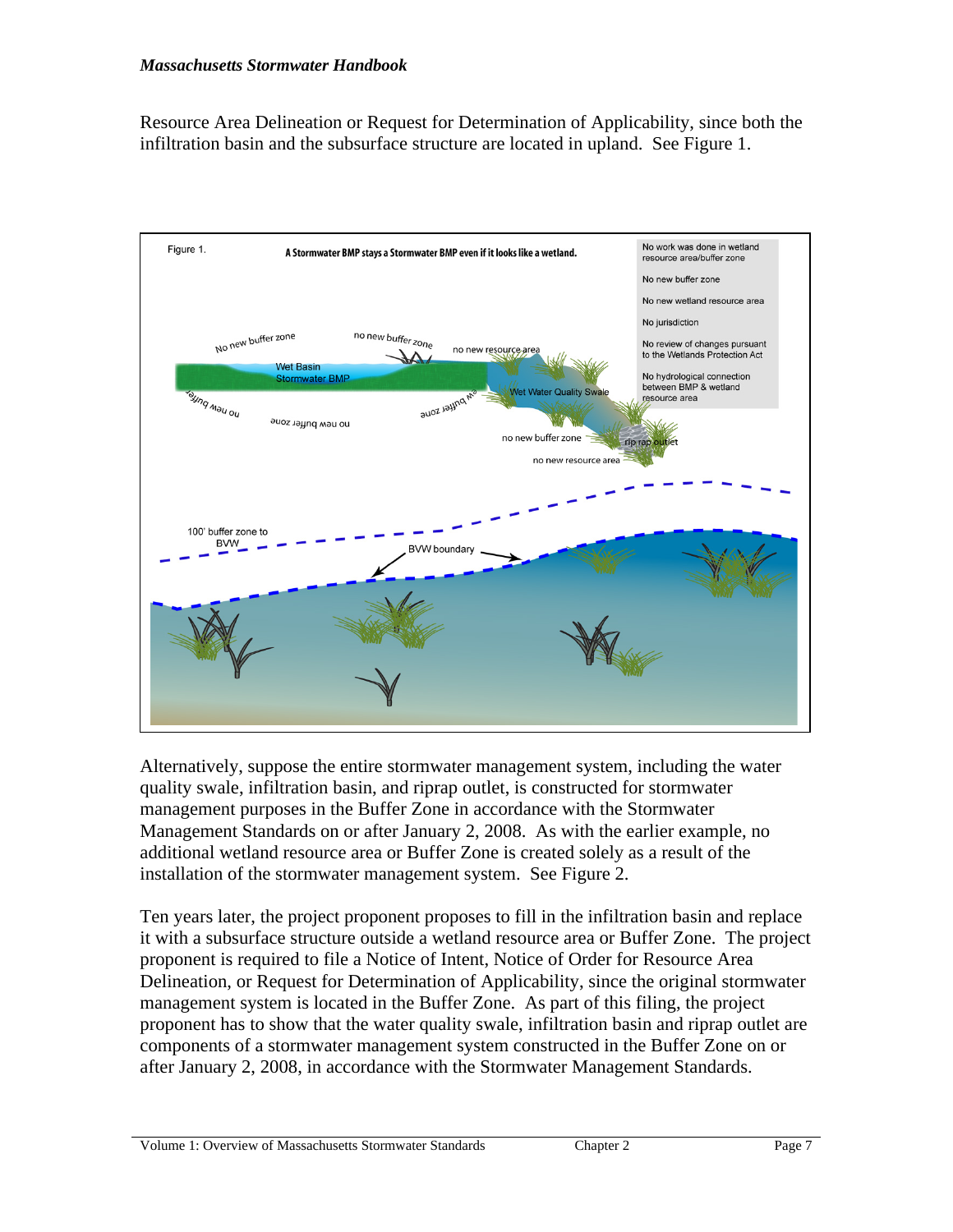Resource Area Delineation or Request for Determination of Applicability, since both the infiltration basin and the subsurface structure are located in upland. See Figure 1.

Figure 1. A Stormwater BMP stays a Stormwater BMP even if it looks like a wetland.

Alternatively, suppose the entire stormwater management system, including the water quality swale, infiltration basin, and riprap outlet, is constructed for stormwater management purposes in the Buffer Zone in accordance with the Stormwater Management Standards on or after January 2, 2008. As with the earlier example, no additional wetland resource area or Buffer Zone is created solely as a result of the installation of the stormwater management system. See Figure 2.

Ten years later, the project proponent proposes to fill in the infiltration basin and replace it with a subsurface structure outside a wetland resource area or Buffer Zone. The project proponent is required to file a Notice of Intent, Notice of Order for Resource Area Delineation, or Request for Determination of Applicability, since the original stormwater management system is located in the Buffer Zone. As part of this filing, the project proponent has to show that the water quality swale, infiltration basin and riprap outlet are components of a stormwater management system constructed in the Buffer Zone on or after January 2, 2008, in accordance with the Stormwater Management Standards.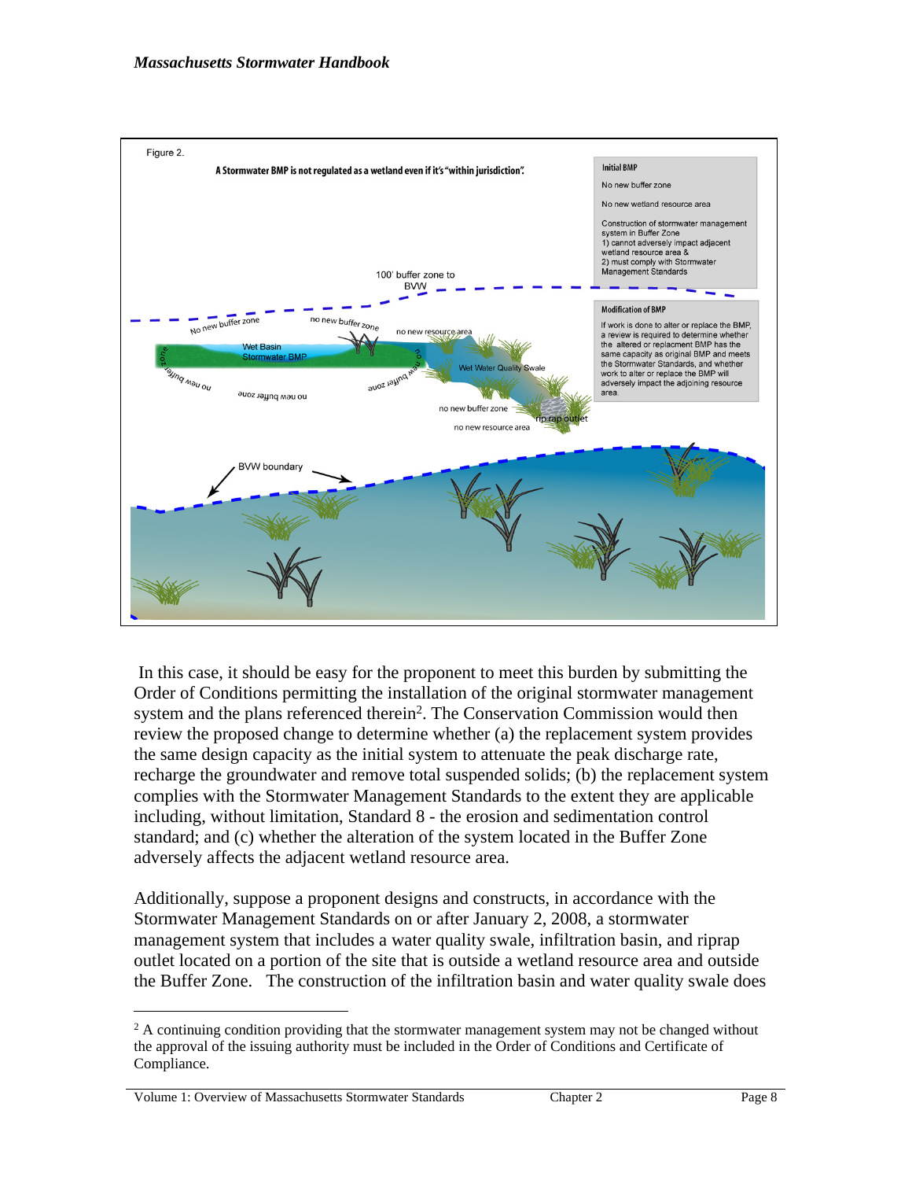Figure 2.

**A Stormwater BMP is not regulated as a wetland even if it's "within jurisdiction".**

**Initial BMP**

No new buffer zone

No new wetland resource area

Construction of stormwater management system in Buffer Zone
1) cannot adversely impact adjacent wetland resource area &
2) must comply with Stormwater Management Standards

**Modification of BMP**

If work is done to alter or replace the BMP, a review is required to determine whether the altered or replacment BMP has the same capacity as original BMP and meets the Stormwater Standards, and whether work to alter or replace the BMP will adversely impact the adjoining resource area.

100' buffer zone to BVW

No new buffer zone

no new buffer zone

no new resource area

Wet Basin Stormwater BMP

Wet Water Quality Swale

no new buffer zone

no new resource area

rip rap outlet

BVW boundary

In this case, it should be easy for the proponent to meet this burden by submitting the Order of Conditions permitting the installation of the original stormwater management system and the plans referenced therein[2]. The Conservation Commission would then review the proposed change to determine whether (a) the replacement system provides the same design capacity as the initial system to attenuate the peak discharge rate, recharge the groundwater and remove total suspended solids; (b) the replacement system complies with the Stormwater Management Standards to the extent they are applicable including, without limitation, Standard 8 - the erosion and sedimentation control standard; and (c) whether the alteration of the system located in the Buffer Zone adversely affects the adjacent wetland resource area.

Additionally, suppose a proponent designs and constructs, in accordance with the Stormwater Management Standards on or after January 2, 2008, a stormwater management system that includes a water quality swale, infiltration basin, and riprap outlet located on a portion of the site that is outside a wetland resource area and outside the Buffer Zone. The construction of the infiltration basin and water quality swale does

---

[2] A continuing condition providing that the stormwater management system may not be changed without the approval of the issuing authority must be included in the Order of Conditions and Certificate of Compliance.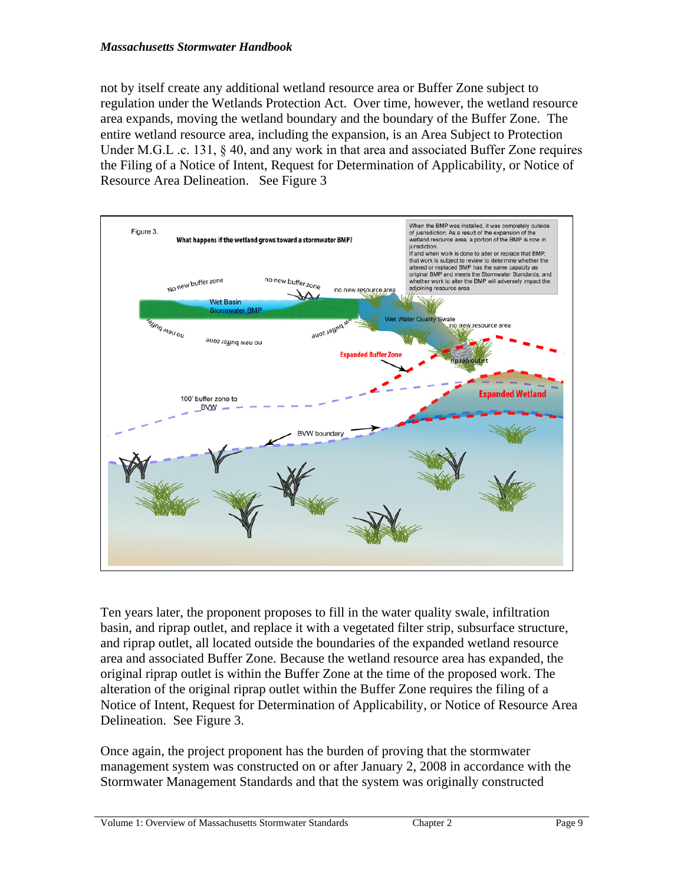not by itself create any additional wetland resource area or Buffer Zone subject to regulation under the Wetlands Protection Act. Over time, however, the wetland resource area expands, moving the wetland boundary and the boundary of the Buffer Zone. The entire wetland resource area, including the expansion, is an Area Subject to Protection Under M.G.L .c. 131, § 40, and any work in that area and associated Buffer Zone requires the Filing of a Notice of Intent, Request for Determination of Applicability, or Notice of Resource Area Delineation. See Figure 3

Figure 3.

**What happens if the wetland grows toward a stormwater BMP?**

When the BMP was installed, it was completely outside of jurisdiction. As a result of the expansion of the wetland resource area, a portion of the BMP is now in jurisdiction.
If and when work is done to alter or replace that BMP, that work is subject to review to determine whether the altered or replaced BMP has the same capacity as original BMP and meets the Stormwater Standards, and whether work to alter the BMP will adversely impact the adjoining resource area.

Ten years later, the proponent proposes to fill in the water quality swale, infiltration basin, and riprap outlet, and replace it with a vegetated filter strip, subsurface structure, and riprap outlet, all located outside the boundaries of the expanded wetland resource area and associated Buffer Zone. Because the wetland resource area has expanded, the original riprap outlet is within the Buffer Zone at the time of the proposed work. The alteration of the original riprap outlet within the Buffer Zone requires the filing of a Notice of Intent, Request for Determination of Applicability, or Notice of Resource Area Delineation. See Figure 3.

Once again, the project proponent has the burden of proving that the stormwater management system was constructed on or after January 2, 2008 in accordance with the Stormwater Management Standards and that the system was originally constructed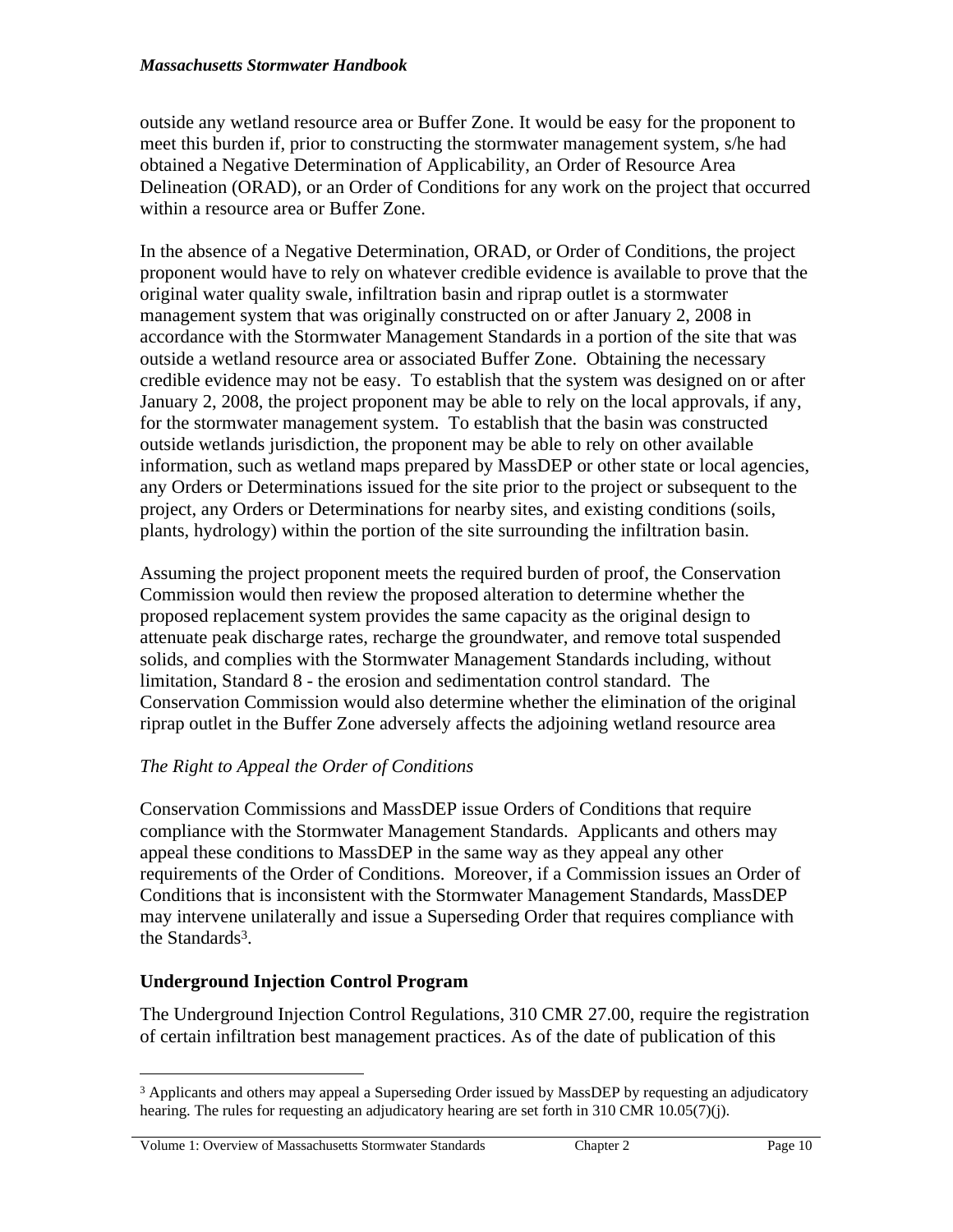outside any wetland resource area or Buffer Zone. It would be easy for the proponent to meet this burden if, prior to constructing the stormwater management system, s/he had obtained a Negative Determination of Applicability, an Order of Resource Area Delineation (ORAD), or an Order of Conditions for any work on the project that occurred within a resource area or Buffer Zone.

In the absence of a Negative Determination, ORAD, or Order of Conditions, the project proponent would have to rely on whatever credible evidence is available to prove that the original water quality swale, infiltration basin and riprap outlet is a stormwater management system that was originally constructed on or after January 2, 2008 in accordance with the Stormwater Management Standards in a portion of the site that was outside a wetland resource area or associated Buffer Zone. Obtaining the necessary credible evidence may not be easy. To establish that the system was designed on or after January 2, 2008, the project proponent may be able to rely on the local approvals, if any, for the stormwater management system. To establish that the basin was constructed outside wetlands jurisdiction, the proponent may be able to rely on other available information, such as wetland maps prepared by MassDEP or other state or local agencies, any Orders or Determinations issued for the site prior to the project or subsequent to the project, any Orders or Determinations for nearby sites, and existing conditions (soils, plants, hydrology) within the portion of the site surrounding the infiltration basin.

Assuming the project proponent meets the required burden of proof, the Conservation Commission would then review the proposed alteration to determine whether the proposed replacement system provides the same capacity as the original design to attenuate peak discharge rates, recharge the groundwater, and remove total suspended solids, and complies with the Stormwater Management Standards including, without limitation, Standard 8 - the erosion and sedimentation control standard. The Conservation Commission would also determine whether the elimination of the original riprap outlet in the Buffer Zone adversely affects the adjoining wetland resource area

*The Right to Appeal the Order of Conditions*

Conservation Commissions and MassDEP issue Orders of Conditions that require compliance with the Stormwater Management Standards. Applicants and others may appeal these conditions to MassDEP in the same way as they appeal any other requirements of the Order of Conditions. Moreover, if a Commission issues an Order of Conditions that is inconsistent with the Stormwater Management Standards, MassDEP may intervene unilaterally and issue a Superseding Order that requires compliance with the Standards[3].

## Underground Injection Control Program

The Underground Injection Control Regulations, 310 CMR 27.00, require the registration of certain infiltration best management practices. As of the date of publication of this

---

[3] Applicants and others may appeal a Superseding Order issued by MassDEP by requesting an adjudicatory hearing. The rules for requesting an adjudicatory hearing are set forth in 310 CMR 10.05(7)(j).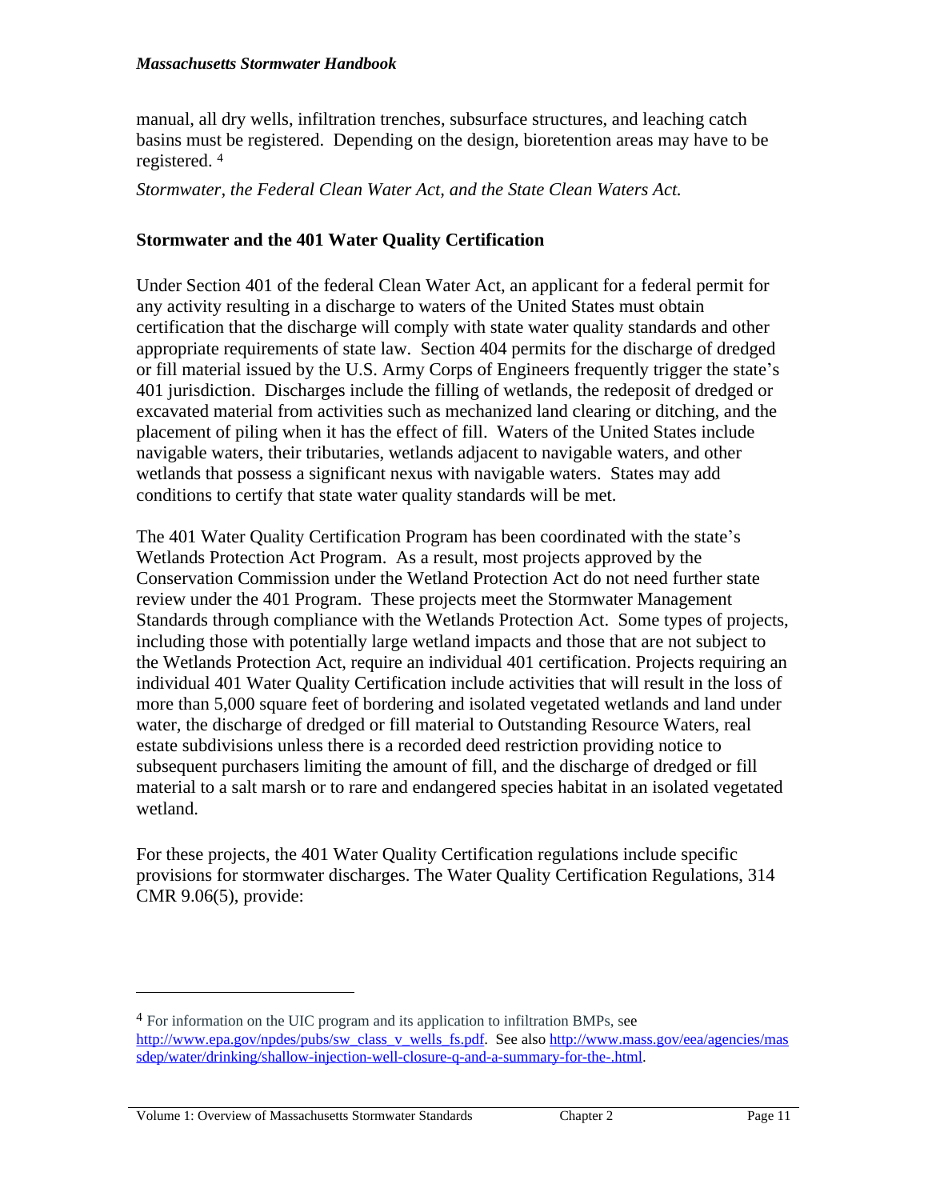manual, all dry wells, infiltration trenches, subsurface structures, and leaching catch basins must be registered. Depending on the design, bioretention areas may have to be registered. [4]

*Stormwater, the Federal Clean Water Act, and the State Clean Waters Act.*

## Stormwater and the 401 Water Quality Certification

Under Section 401 of the federal Clean Water Act, an applicant for a federal permit for any activity resulting in a discharge to waters of the United States must obtain certification that the discharge will comply with state water quality standards and other appropriate requirements of state law. Section 404 permits for the discharge of dredged or fill material issued by the U.S. Army Corps of Engineers frequently trigger the state's 401 jurisdiction. Discharges include the filling of wetlands, the redeposit of dredged or excavated material from activities such as mechanized land clearing or ditching, and the placement of piling when it has the effect of fill. Waters of the United States include navigable waters, their tributaries, wetlands adjacent to navigable waters, and other wetlands that possess a significant nexus with navigable waters. States may add conditions to certify that state water quality standards will be met.

The 401 Water Quality Certification Program has been coordinated with the state's Wetlands Protection Act Program. As a result, most projects approved by the Conservation Commission under the Wetland Protection Act do not need further state review under the 401 Program. These projects meet the Stormwater Management Standards through compliance with the Wetlands Protection Act. Some types of projects, including those with potentially large wetland impacts and those that are not subject to the Wetlands Protection Act, require an individual 401 certification. Projects requiring an individual 401 Water Quality Certification include activities that will result in the loss of more than 5,000 square feet of bordering and isolated vegetated wetlands and land under water, the discharge of dredged or fill material to Outstanding Resource Waters, real estate subdivisions unless there is a recorded deed restriction providing notice to subsequent purchasers limiting the amount of fill, and the discharge of dredged or fill material to a salt marsh or to rare and endangered species habitat in an isolated vegetated wetland.

For these projects, the 401 Water Quality Certification regulations include specific provisions for stormwater discharges. The Water Quality Certification Regulations, 314 CMR 9.06(5), provide:

---

[4] For information on the UIC program and its application to infiltration BMPs, see http://www.epa.gov/npdes/pubs/sw_class_v_wells_fs.pdf. See also http://www.mass.gov/eea/agencies/massdep/water/drinking/shallow-injection-well-closure-q-and-a-summary-for-the-.html.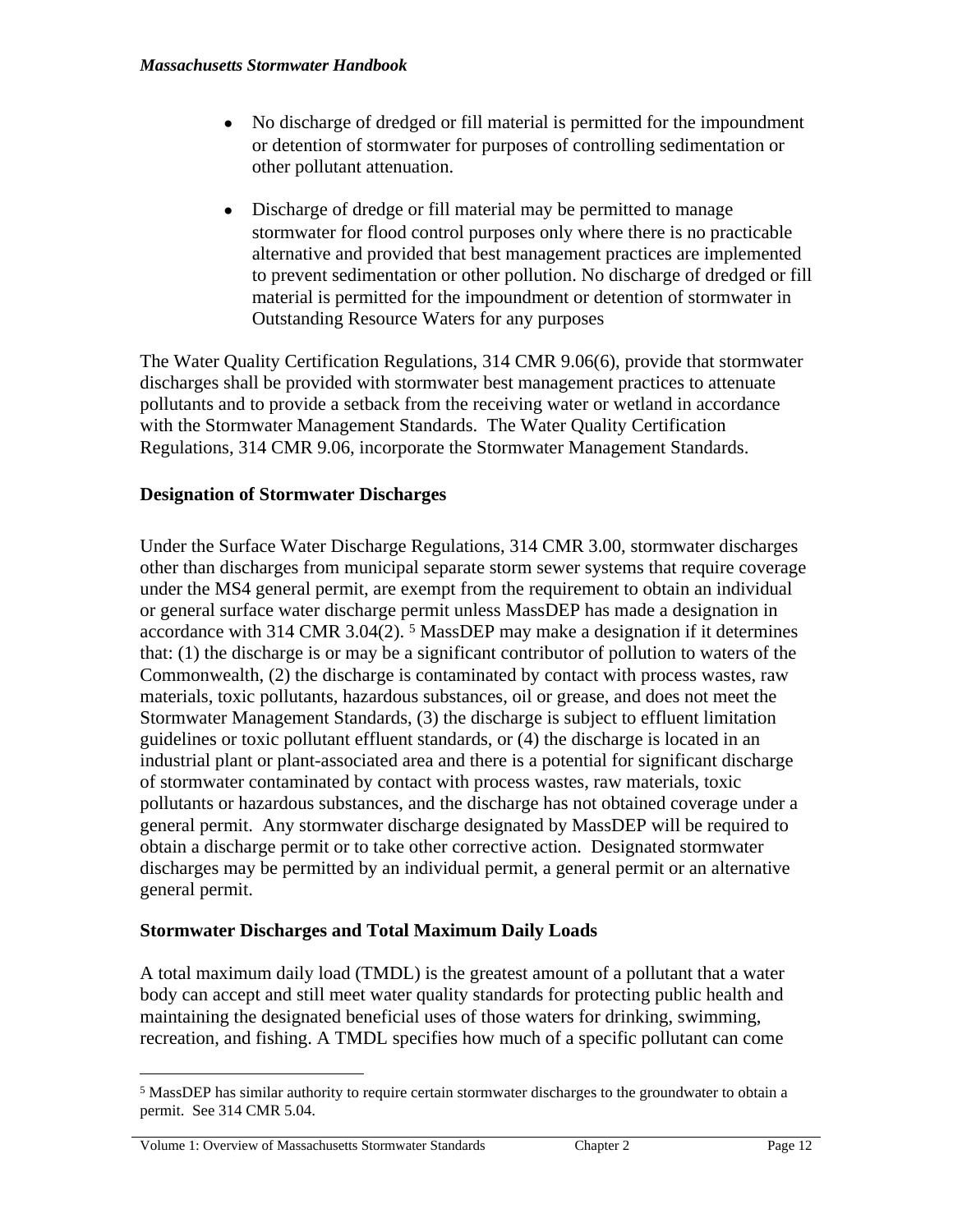- No discharge of dredged or fill material is permitted for the impoundment or detention of stormwater for purposes of controlling sedimentation or other pollutant attenuation.

- Discharge of dredge or fill material may be permitted to manage stormwater for flood control purposes only where there is no practicable alternative and provided that best management practices are implemented to prevent sedimentation or other pollution. No discharge of dredged or fill material is permitted for the impoundment or detention of stormwater in Outstanding Resource Waters for any purposes

The Water Quality Certification Regulations, 314 CMR 9.06(6), provide that stormwater discharges shall be provided with stormwater best management practices to attenuate pollutants and to provide a setback from the receiving water or wetland in accordance with the Stormwater Management Standards. The Water Quality Certification Regulations, 314 CMR 9.06, incorporate the Stormwater Management Standards.

**Designation of Stormwater Discharges**

Under the Surface Water Discharge Regulations, 314 CMR 3.00, stormwater discharges other than discharges from municipal separate storm sewer systems that require coverage under the MS4 general permit, are exempt from the requirement to obtain an individual or general surface water discharge permit unless MassDEP has made a designation in accordance with 314 CMR 3.04(2). [5] MassDEP may make a designation if it determines that: (1) the discharge is or may be a significant contributor of pollution to waters of the Commonwealth, (2) the discharge is contaminated by contact with process wastes, raw materials, toxic pollutants, hazardous substances, oil or grease, and does not meet the Stormwater Management Standards, (3) the discharge is subject to effluent limitation guidelines or toxic pollutant effluent standards, or (4) the discharge is located in an industrial plant or plant-associated area and there is a potential for significant discharge of stormwater contaminated by contact with process wastes, raw materials, toxic pollutants or hazardous substances, and the discharge has not obtained coverage under a general permit. Any stormwater discharge designated by MassDEP will be required to obtain a discharge permit or to take other corrective action. Designated stormwater discharges may be permitted by an individual permit, a general permit or an alternative general permit.

**Stormwater Discharges and Total Maximum Daily Loads**

A total maximum daily load (TMDL) is the greatest amount of a pollutant that a water body can accept and still meet water quality standards for protecting public health and maintaining the designated beneficial uses of those waters for drinking, swimming, recreation, and fishing. A TMDL specifies how much of a specific pollutant can come

[5] MassDEP has similar authority to require certain stormwater discharges to the groundwater to obtain a permit. See 314 CMR 5.04.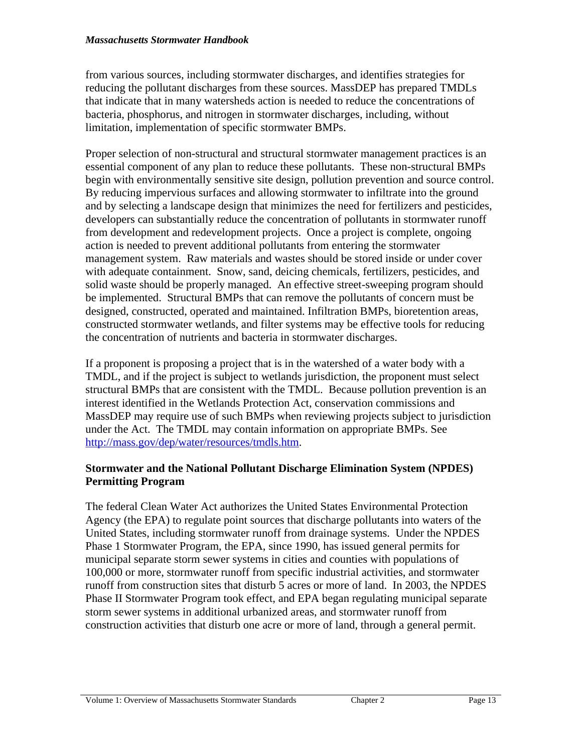from various sources, including stormwater discharges, and identifies strategies for reducing the pollutant discharges from these sources. MassDEP has prepared TMDLs that indicate that in many watersheds action is needed to reduce the concentrations of bacteria, phosphorus, and nitrogen in stormwater discharges, including, without limitation, implementation of specific stormwater BMPs.

Proper selection of non-structural and structural stormwater management practices is an essential component of any plan to reduce these pollutants. These non-structural BMPs begin with environmentally sensitive site design, pollution prevention and source control. By reducing impervious surfaces and allowing stormwater to infiltrate into the ground and by selecting a landscape design that minimizes the need for fertilizers and pesticides, developers can substantially reduce the concentration of pollutants in stormwater runoff from development and redevelopment projects. Once a project is complete, ongoing action is needed to prevent additional pollutants from entering the stormwater management system. Raw materials and wastes should be stored inside or under cover with adequate containment. Snow, sand, deicing chemicals, fertilizers, pesticides, and solid waste should be properly managed. An effective street-sweeping program should be implemented. Structural BMPs that can remove the pollutants of concern must be designed, constructed, operated and maintained. Infiltration BMPs, bioretention areas, constructed stormwater wetlands, and filter systems may be effective tools for reducing the concentration of nutrients and bacteria in stormwater discharges.

If a proponent is proposing a project that is in the watershed of a water body with a TMDL, and if the project is subject to wetlands jurisdiction, the proponent must select structural BMPs that are consistent with the TMDL. Because pollution prevention is an interest identified in the Wetlands Protection Act, conservation commissions and MassDEP may require use of such BMPs when reviewing projects subject to jurisdiction under the Act. The TMDL may contain information on appropriate BMPs. See [http://mass.gov/dep/water/resources/tmdls.htm](http://mass.gov/dep/water/resources/tmdls.htm).

**Stormwater and the National Pollutant Discharge Elimination System (NPDES) Permitting Program**

The federal Clean Water Act authorizes the United States Environmental Protection Agency (the EPA) to regulate point sources that discharge pollutants into waters of the United States, including stormwater runoff from drainage systems. Under the NPDES Phase 1 Stormwater Program, the EPA, since 1990, has issued general permits for municipal separate storm sewer systems in cities and counties with populations of 100,000 or more, stormwater runoff from specific industrial activities, and stormwater runoff from construction sites that disturb 5 acres or more of land. In 2003, the NPDES Phase II Stormwater Program took effect, and EPA began regulating municipal separate storm sewer systems in additional urbanized areas, and stormwater runoff from construction activities that disturb one acre or more of land, through a general permit.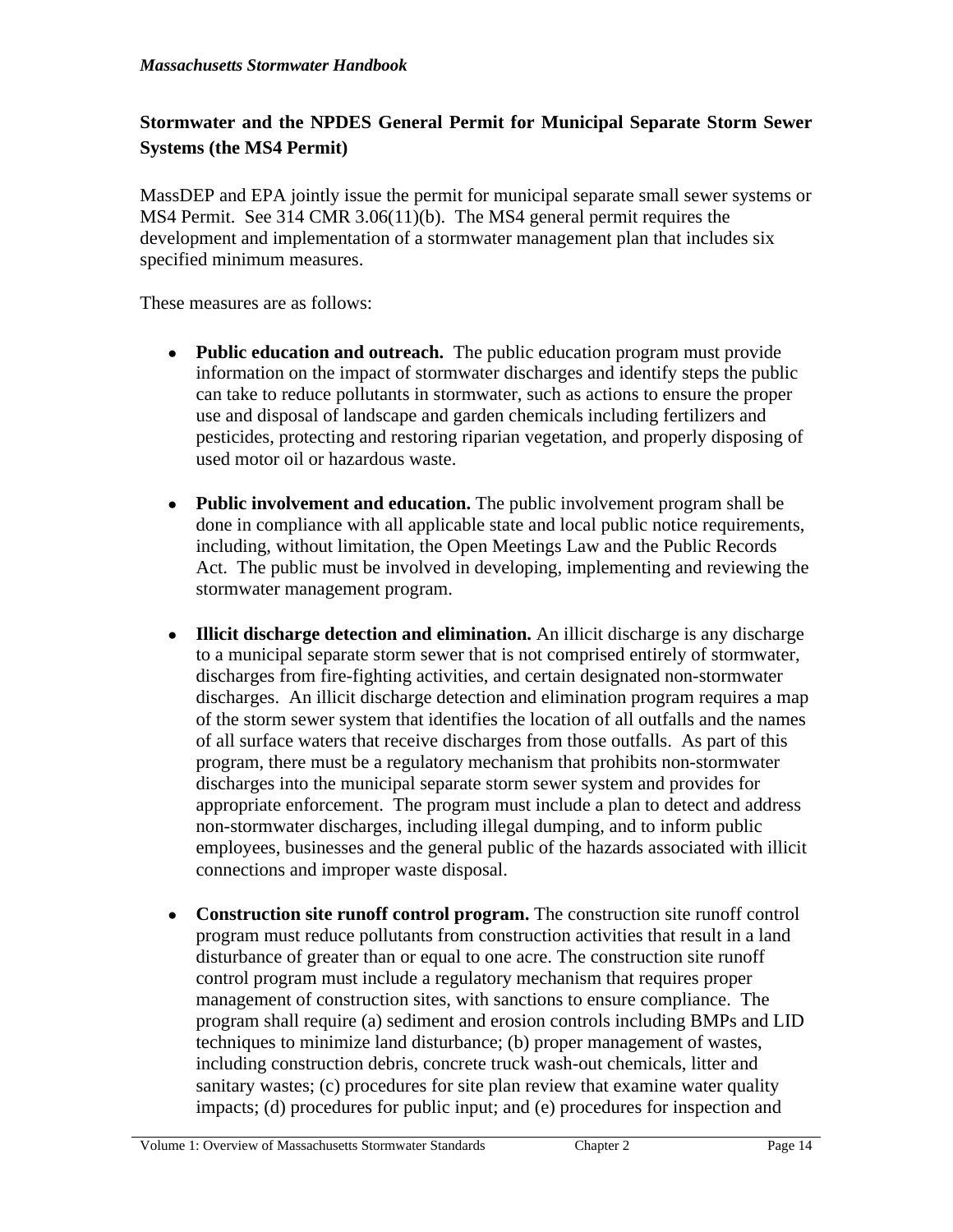## Stormwater and the NPDES General Permit for Municipal Separate Storm Sewer Systems (the MS4 Permit)

MassDEP and EPA jointly issue the permit for municipal separate small sewer systems or MS4 Permit. See 314 CMR 3.06(11)(b). The MS4 general permit requires the development and implementation of a stormwater management plan that includes six specified minimum measures.

These measures are as follows:

- **Public education and outreach.** The public education program must provide information on the impact of stormwater discharges and identify steps the public can take to reduce pollutants in stormwater, such as actions to ensure the proper use and disposal of landscape and garden chemicals including fertilizers and pesticides, protecting and restoring riparian vegetation, and properly disposing of used motor oil or hazardous waste.

- **Public involvement and education.** The public involvement program shall be done in compliance with all applicable state and local public notice requirements, including, without limitation, the Open Meetings Law and the Public Records Act. The public must be involved in developing, implementing and reviewing the stormwater management program.

- **Illicit discharge detection and elimination.** An illicit discharge is any discharge to a municipal separate storm sewer that is not comprised entirely of stormwater, discharges from fire-fighting activities, and certain designated non-stormwater discharges. An illicit discharge detection and elimination program requires a map of the storm sewer system that identifies the location of all outfalls and the names of all surface waters that receive discharges from those outfalls. As part of this program, there must be a regulatory mechanism that prohibits non-stormwater discharges into the municipal separate storm sewer system and provides for appropriate enforcement. The program must include a plan to detect and address non-stormwater discharges, including illegal dumping, and to inform public employees, businesses and the general public of the hazards associated with illicit connections and improper waste disposal.

- **Construction site runoff control program.** The construction site runoff control program must reduce pollutants from construction activities that result in a land disturbance of greater than or equal to one acre. The construction site runoff control program must include a regulatory mechanism that requires proper management of construction sites, with sanctions to ensure compliance. The program shall require (a) sediment and erosion controls including BMPs and LID techniques to minimize land disturbance; (b) proper management of wastes, including construction debris, concrete truck wash-out chemicals, litter and sanitary wastes; (c) procedures for site plan review that examine water quality impacts; (d) procedures for public input; and (e) procedures for inspection and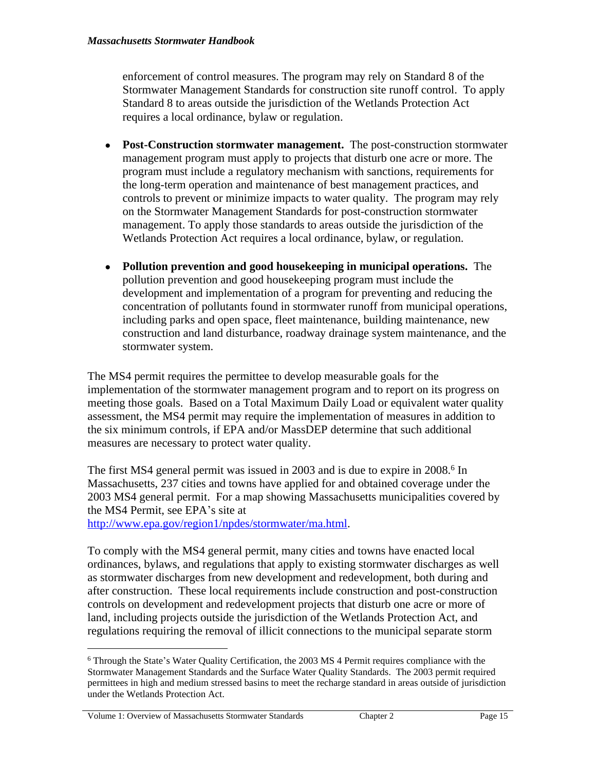enforcement of control measures. The program may rely on Standard 8 of the Stormwater Management Standards for construction site runoff control. To apply Standard 8 to areas outside the jurisdiction of the Wetlands Protection Act requires a local ordinance, bylaw or regulation.

- **Post-Construction stormwater management.** The post-construction stormwater management program must apply to projects that disturb one acre or more. The program must include a regulatory mechanism with sanctions, requirements for the long-term operation and maintenance of best management practices, and controls to prevent or minimize impacts to water quality. The program may rely on the Stormwater Management Standards for post-construction stormwater management. To apply those standards to areas outside the jurisdiction of the Wetlands Protection Act requires a local ordinance, bylaw, or regulation.

- **Pollution prevention and good housekeeping in municipal operations.** The pollution prevention and good housekeeping program must include the development and implementation of a program for preventing and reducing the concentration of pollutants found in stormwater runoff from municipal operations, including parks and open space, fleet maintenance, building maintenance, new construction and land disturbance, roadway drainage system maintenance, and the stormwater system.

The MS4 permit requires the permittee to develop measurable goals for the implementation of the stormwater management program and to report on its progress on meeting those goals. Based on a Total Maximum Daily Load or equivalent water quality assessment, the MS4 permit may require the implementation of measures in addition to the six minimum controls, if EPA and/or MassDEP determine that such additional measures are necessary to protect water quality.

The first MS4 general permit was issued in 2003 and is due to expire in 2008.[6] In Massachusetts, 237 cities and towns have applied for and obtained coverage under the 2003 MS4 general permit. For a map showing Massachusetts municipalities covered by the MS4 Permit, see EPA's site at http://www.epa.gov/region1/npdes/stormwater/ma.html.

To comply with the MS4 general permit, many cities and towns have enacted local ordinances, bylaws, and regulations that apply to existing stormwater discharges as well as stormwater discharges from new development and redevelopment, both during and after construction. These local requirements include construction and post-construction controls on development and redevelopment projects that disturb one acre or more of land, including projects outside the jurisdiction of the Wetlands Protection Act, and regulations requiring the removal of illicit connections to the municipal separate storm

[6] Through the State's Water Quality Certification, the 2003 MS 4 Permit requires compliance with the Stormwater Management Standards and the Surface Water Quality Standards. The 2003 permit required permittees in high and medium stressed basins to meet the recharge standard in areas outside of jurisdiction under the Wetlands Protection Act.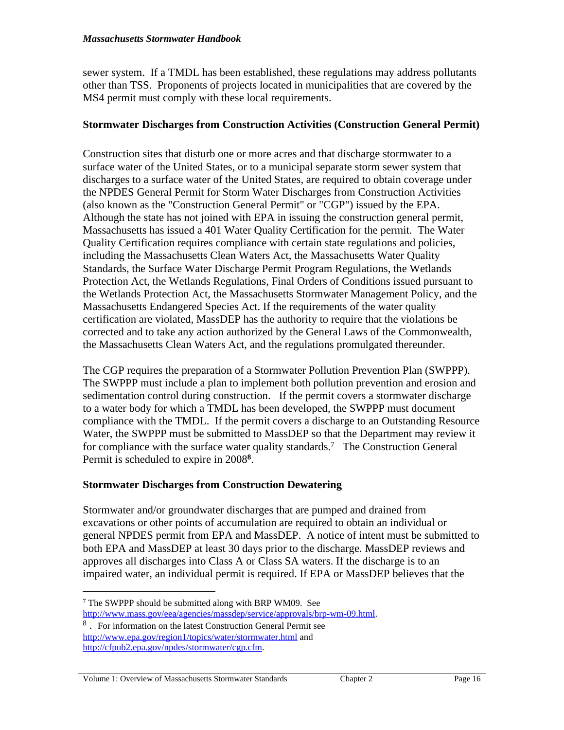sewer system. If a TMDL has been established, these regulations may address pollutants other than TSS. Proponents of projects located in municipalities that are covered by the MS4 permit must comply with these local requirements.

**Stormwater Discharges from Construction Activities (Construction General Permit)**

Construction sites that disturb one or more acres and that discharge stormwater to a surface water of the United States, or to a municipal separate storm sewer system that discharges to a surface water of the United States, are required to obtain coverage under the NPDES General Permit for Storm Water Discharges from Construction Activities (also known as the "Construction General Permit" or "CGP") issued by the EPA. Although the state has not joined with EPA in issuing the construction general permit, Massachusetts has issued a 401 Water Quality Certification for the permit. The Water Quality Certification requires compliance with certain state regulations and policies, including the Massachusetts Clean Waters Act, the Massachusetts Water Quality Standards, the Surface Water Discharge Permit Program Regulations, the Wetlands Protection Act, the Wetlands Regulations, Final Orders of Conditions issued pursuant to the Wetlands Protection Act, the Massachusetts Stormwater Management Policy, and the Massachusetts Endangered Species Act. If the requirements of the water quality certification are violated, MassDEP has the authority to require that the violations be corrected and to take any action authorized by the General Laws of the Commonwealth, the Massachusetts Clean Waters Act, and the regulations promulgated thereunder.

The CGP requires the preparation of a Stormwater Pollution Prevention Plan (SWPPP). The SWPPP must include a plan to implement both pollution prevention and erosion and sedimentation control during construction. If the permit covers a stormwater discharge to a water body for which a TMDL has been developed, the SWPPP must document compliance with the TMDL. If the permit covers a discharge to an Outstanding Resource Water, the SWPPP must be submitted to MassDEP so that the Department may review it for compliance with the surface water quality standards.[7] The Construction General Permit is scheduled to expire in 2008[8].

**Stormwater Discharges from Construction Dewatering**

Stormwater and/or groundwater discharges that are pumped and drained from excavations or other points of accumulation are required to obtain an individual or general NPDES permit from EPA and MassDEP. A notice of intent must be submitted to both EPA and MassDEP at least 30 days prior to the discharge. MassDEP reviews and approves all discharges into Class A or Class SA waters. If the discharge is to an impaired water, an individual permit is required. If EPA or MassDEP believes that the

---

[7] The SWPPP should be submitted along with BRP WM09. See http://www.mass.gov/eea/agencies/massdep/service/approvals/brp-wm-09.html.

[8] . For information on the latest Construction General Permit see http://www.epa.gov/region1/topics/water/stormwater.html and http://cfpub2.epa.gov/npdes/stormwater/cgp.cfm.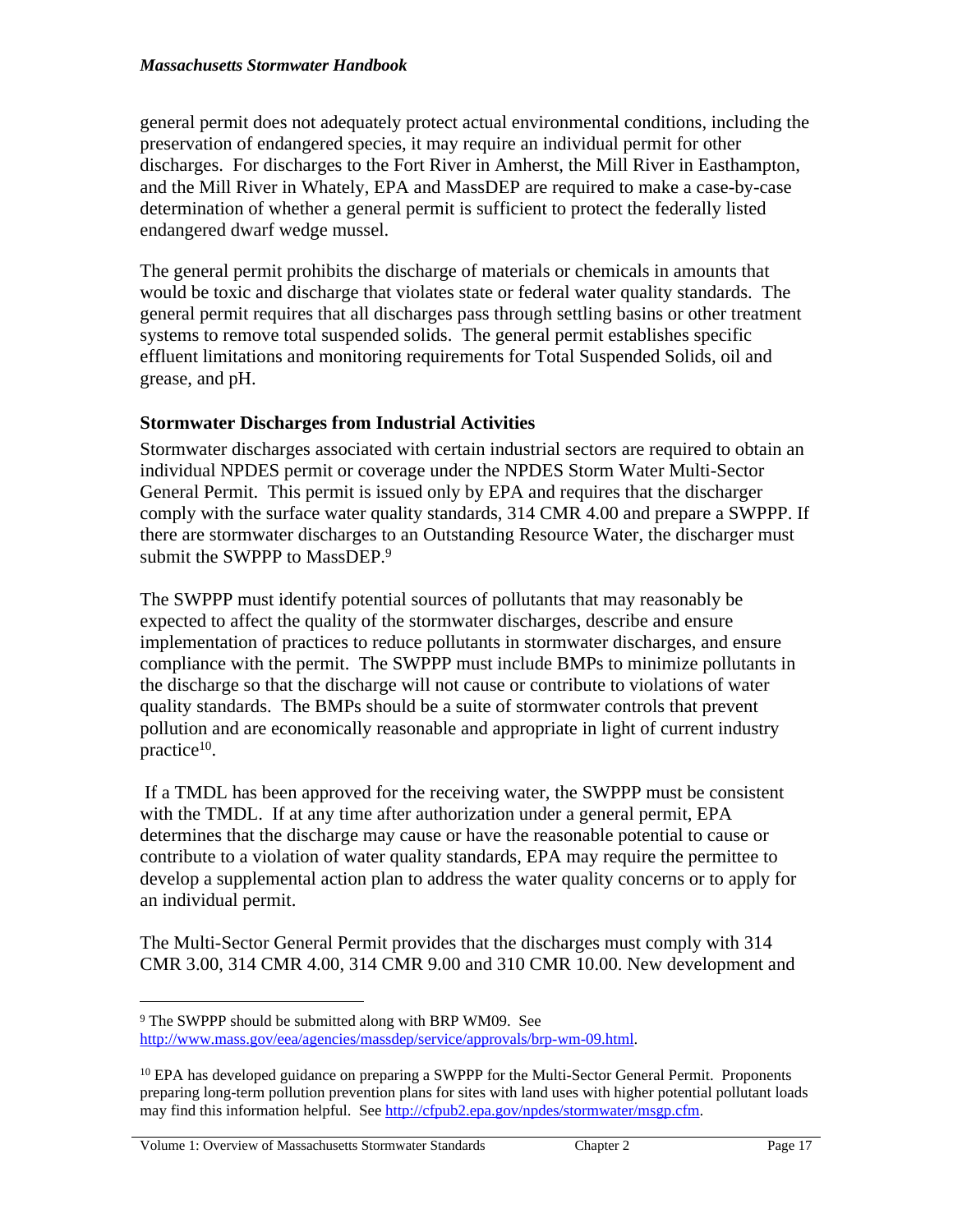general permit does not adequately protect actual environmental conditions, including the preservation of endangered species, it may require an individual permit for other discharges. For discharges to the Fort River in Amherst, the Mill River in Easthampton, and the Mill River in Whately, EPA and MassDEP are required to make a case-by-case determination of whether a general permit is sufficient to protect the federally listed endangered dwarf wedge mussel.

The general permit prohibits the discharge of materials or chemicals in amounts that would be toxic and discharge that violates state or federal water quality standards. The general permit requires that all discharges pass through settling basins or other treatment systems to remove total suspended solids. The general permit establishes specific effluent limitations and monitoring requirements for Total Suspended Solids, oil and grease, and pH.

### Stormwater Discharges from Industrial Activities

Stormwater discharges associated with certain industrial sectors are required to obtain an individual NPDES permit or coverage under the NPDES Storm Water Multi-Sector General Permit. This permit is issued only by EPA and requires that the discharger comply with the surface water quality standards, 314 CMR 4.00 and prepare a SWPPP. If there are stormwater discharges to an Outstanding Resource Water, the discharger must submit the SWPPP to MassDEP.[9]

The SWPPP must identify potential sources of pollutants that may reasonably be expected to affect the quality of the stormwater discharges, describe and ensure implementation of practices to reduce pollutants in stormwater discharges, and ensure compliance with the permit. The SWPPP must include BMPs to minimize pollutants in the discharge so that the discharge will not cause or contribute to violations of water quality standards. The BMPs should be a suite of stormwater controls that prevent pollution and are economically reasonable and appropriate in light of current industry practice[10].

If a TMDL has been approved for the receiving water, the SWPPP must be consistent with the TMDL. If at any time after authorization under a general permit, EPA determines that the discharge may cause or have the reasonable potential to cause or contribute to a violation of water quality standards, EPA may require the permittee to develop a supplemental action plan to address the water quality concerns or to apply for an individual permit.

The Multi-Sector General Permit provides that the discharges must comply with 314 CMR 3.00, 314 CMR 4.00, 314 CMR 9.00 and 310 CMR 10.00. New development and

---

[9] The SWPPP should be submitted along with BRP WM09. See http://www.mass.gov/eea/agencies/massdep/service/approvals/brp-wm-09.html.

[10] EPA has developed guidance on preparing a SWPPP for the Multi-Sector General Permit. Proponents preparing long-term pollution prevention plans for sites with land uses with higher potential pollutant loads may find this information helpful. See http://cfpub2.epa.gov/npdes/stormwater/msgp.cfm.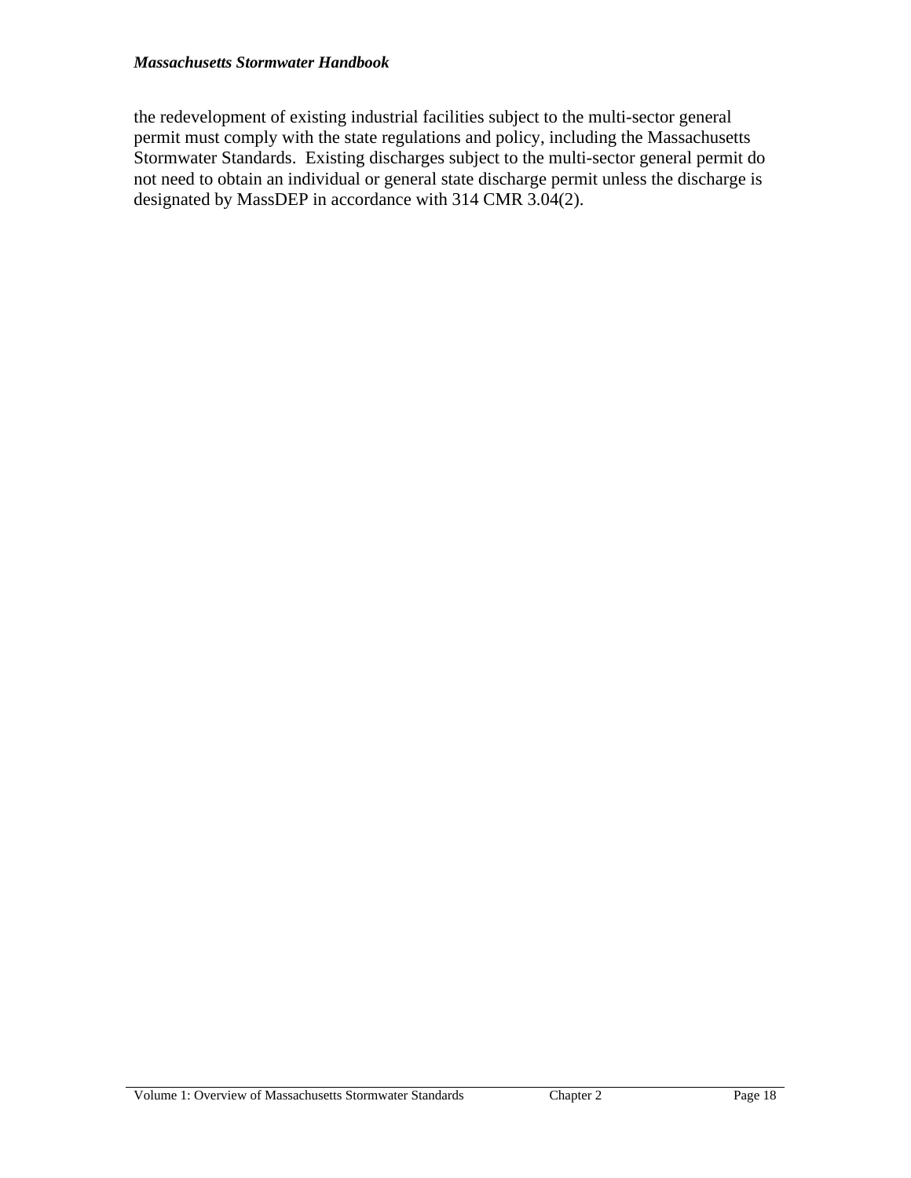the redevelopment of existing industrial facilities subject to the multi-sector general permit must comply with the state regulations and policy, including the Massachusetts Stormwater Standards. Existing discharges subject to the multi-sector general permit do not need to obtain an individual or general state discharge permit unless the discharge is designated by MassDEP in accordance with 314 CMR 3.04(2).